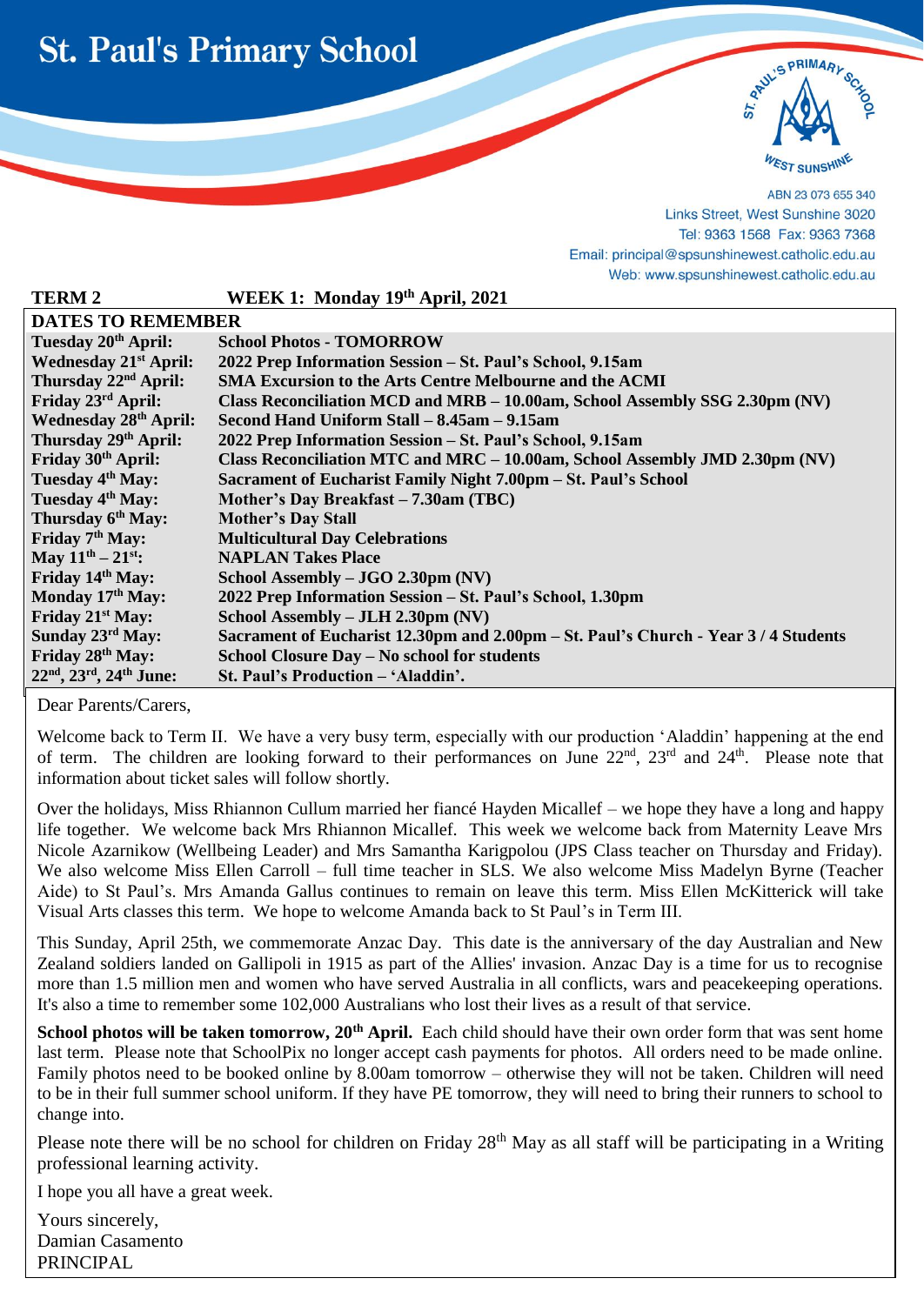# St. Paul's Primary School

ABN 23 073 655 340
Links Street, West Sunshine 3020
Tel: 9363 1568 Fax: 9363 7368
Email: principal@spsunshinewest.catholic.edu.au
Web: www.spsunshinewest.catholic.edu.au

**TERM 2** **WEEK 1: Monday 19th April, 2021**

## DATES TO REMEMBER

| | |
|---|---|
| **Tuesday 20th April:** | **School Photos - TOMORROW** |
| **Wednesday 21st April:** | **2022 Prep Information Session – St. Paul's School, 9.15am** |
| **Thursday 22nd April:** | **SMA Excursion to the Arts Centre Melbourne and the ACMI** |
| **Friday 23rd April:** | **Class Reconciliation MCD and MRB – 10.00am, School Assembly SSG 2.30pm (NV)** |
| **Wednesday 28th April:** | **Second Hand Uniform Stall – 8.45am – 9.15am** |
| **Thursday 29th April:** | **2022 Prep Information Session – St. Paul's School, 9.15am** |
| **Friday 30th April:** | **Class Reconciliation MTC and MRC – 10.00am, School Assembly JMD 2.30pm (NV)** |
| **Tuesday 4th May:** | **Sacrament of Eucharist Family Night 7.00pm – St. Paul's School** |
| **Tuesday 4th May:** | **Mother's Day Breakfast – 7.30am (TBC)** |
| **Thursday 6th May:** | **Mother's Day Stall** |
| **Friday 7th May:** | **Multicultural Day Celebrations** |
| **May 11th – 21st:** | **NAPLAN Takes Place** |
| **Friday 14th May:** | **School Assembly – JGO 2.30pm (NV)** |
| **Monday 17th May:** | **2022 Prep Information Session – St. Paul's School, 1.30pm** |
| **Friday 21st May:** | **School Assembly – JLH 2.30pm (NV)** |
| **Sunday 23rd May:** | **Sacrament of Eucharist 12.30pm and 2.00pm – St. Paul's Church - Year 3 / 4 Students** |
| **Friday 28th May:** | **School Closure Day – No school for students** |
| **22nd, 23rd, 24th June:** | **St. Paul's Production – 'Aladdin'.** |

Dear Parents/Carers,

Welcome back to Term II. We have a very busy term, especially with our production 'Aladdin' happening at the end of term. The children are looking forward to their performances on June 22nd, 23rd and 24th. Please note that information about ticket sales will follow shortly.

Over the holidays, Miss Rhiannon Cullum married her fiancé Hayden Micallef – we hope they have a long and happy life together. We welcome back Mrs Rhiannon Micallef. This week we welcome back from Maternity Leave Mrs Nicole Azarnikow (Wellbeing Leader) and Mrs Samantha Karigpolou (JPS Class teacher on Thursday and Friday). We also welcome Miss Ellen Carroll – full time teacher in SLS. We also welcome Miss Madelyn Byrne (Teacher Aide) to St Paul's. Mrs Amanda Gallus continues to remain on leave this term. Miss Ellen McKitterick will take Visual Arts classes this term. We hope to welcome Amanda back to St Paul's in Term III.

This Sunday, April 25th, we commemorate Anzac Day. This date is the anniversary of the day Australian and New Zealand soldiers landed on Gallipoli in 1915 as part of the Allies' invasion. Anzac Day is a time for us to recognise more than 1.5 million men and women who have served Australia in all conflicts, wars and peacekeeping operations. It's also a time to remember some 102,000 Australians who lost their lives as a result of that service.

**School photos will be taken tomorrow, 20th April.** Each child should have their own order form that was sent home last term. Please note that SchoolPix no longer accept cash payments for photos. All orders need to be made online. Family photos need to be booked online by 8.00am tomorrow – otherwise they will not be taken. Children will need to be in their full summer school uniform. If they have PE tomorrow, they will need to bring their runners to school to change into.

Please note there will be no school for children on Friday 28th May as all staff will be participating in a Writing professional learning activity.

I hope you all have a great week.

Yours sincerely,
Damian Casamento
PRINCIPAL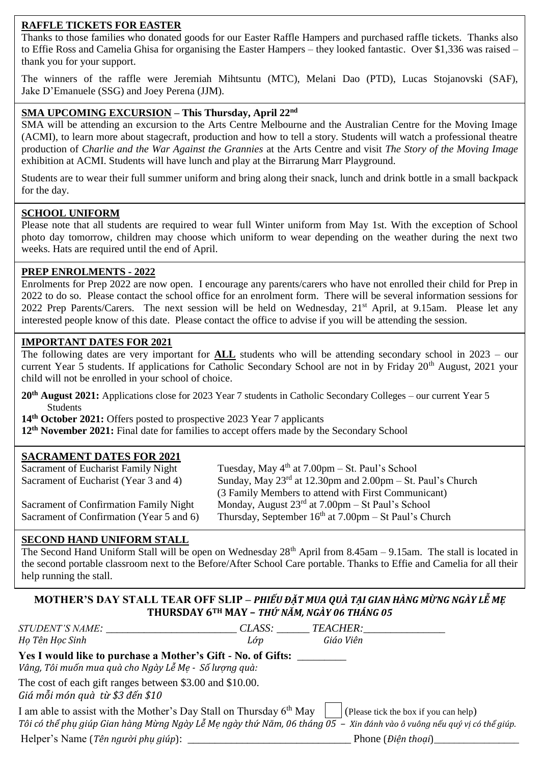## RAFFLE TICKETS FOR EASTER

Thanks to those families who donated goods for our Easter Raffle Hampers and purchased raffle tickets. Thanks also to Effie Ross and Camelia Ghisa for organising the Easter Hampers – they looked fantastic. Over $1,336 was raised – thank you for your support.

The winners of the raffle were Jeremiah Mihtsuntu (MTC), Melani Dao (PTD), Lucas Stojanovski (SAF), Jake D'Emanuele (SSG) and Joey Perena (JJM).

## SMA UPCOMING EXCURSION – This Thursday, April 22nd

SMA will be attending an excursion to the Arts Centre Melbourne and the Australian Centre for the Moving Image (ACMI), to learn more about stagecraft, production and how to tell a story. Students will watch a professional theatre production of *Charlie and the War Against the Grannies* at the Arts Centre and visit *The Story of the Moving Image* exhibition at ACMI. Students will have lunch and play at the Birrarung Marr Playground.

Students are to wear their full summer uniform and bring along their snack, lunch and drink bottle in a small backpack for the day.

## SCHOOL UNIFORM

Please note that all students are required to wear full Winter uniform from May 1st. With the exception of School photo day tomorrow, children may choose which uniform to wear depending on the weather during the next two weeks. Hats are required until the end of April.

## PREP ENROLMENTS - 2022

Enrolments for Prep 2022 are now open. I encourage any parents/carers who have not enrolled their child for Prep in 2022 to do so. Please contact the school office for an enrolment form. There will be several information sessions for 2022 Prep Parents/Carers. The next session will be held on Wednesday, 21st April, at 9.15am. Please let any interested people know of this date. Please contact the office to advise if you will be attending the session.

## IMPORTANT DATES FOR 2021

The following dates are very important for **ALL** students who will be attending secondary school in 2023 – our current Year 5 students. If applications for Catholic Secondary School are not in by Friday 20th August, 2021 your child will not be enrolled in your school of choice.

**20th August 2021:** Applications close for 2023 Year 7 students in Catholic Secondary Colleges – our current Year 5 Students

**14th October 2021:** Offers posted to prospective 2023 Year 7 applicants

**12th November 2021:** Final date for families to accept offers made by the Secondary School

## SACRAMENT DATES FOR 2021

| | |
|---|---|
| Sacrament of Eucharist Family Night | Tuesday, May 4th at 7.00pm – St. Paul's School |
| Sacrament of Eucharist (Year 3 and 4) | Sunday, May 23rd at 12.30pm and 2.00pm – St. Paul's Church (3 Family Members to attend with First Communicant) |
| Sacrament of Confirmation Family Night | Monday, August 23rd at 7.00pm – St Paul's School |
| Sacrament of Confirmation (Year 5 and 6) | Thursday, September 16th at 7.00pm – St Paul's Church |

## SECOND HAND UNIFORM STALL

The Second Hand Uniform Stall will be open on Wednesday 28th April from 8.45am – 9.15am. The stall is located in the second portable classroom next to the Before/After School Care portable. Thanks to Effie and Camelia for all their help running the stall.

## MOTHER'S DAY STALL TEAR OFF SLIP – *PHIẾU ĐẶT MUA QUÀ TẠI GIAN HÀNG MỪNG NGÀY LỄ MẸ*
## THURSDAY 6TH MAY – *THỨ NĂM, NGÀY 06 THÁNG 05*

*STUDENT'S NAME:* _________________________ *CLASS:* ______ *TEACHER:*_______________
*Họ Tên Học Sinh* *Lớp* *Giáo Viên*

**Yes I would like to purchase a Mother's Gift - No. of Gifts:** _________
*Vâng, Tôi muốn mua quà cho Ngày Lễ Mẹ - Số lượng quà:*

The cost of each gift ranges between $3.00 and $10.00.
*Giá mỗi món quà từ $3 đến $10*

I am able to assist with the Mother's Day Stall on Thursday 6th May ☐ (Please tick the box if you can help)
*Tôi có thể phụ giúp Gian hàng Mừng Ngày Lễ Mẹ ngày thứ Năm, 06 tháng 05 – Xin đánh vào ô vuông nếu quý vị có thể giúp.*

Helper's Name (*Tên người phụ giúp*): ______________________________ Phone (*Điện thoại*)________________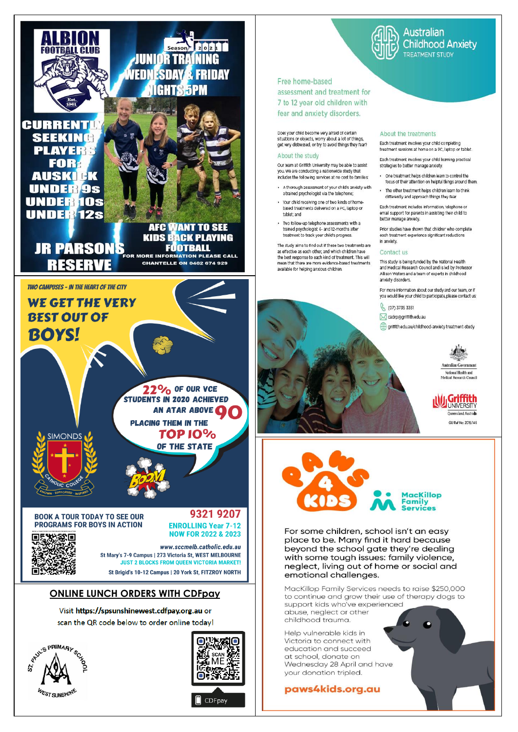## ALBION FOOTBALL CLUB

Est. 1961

Season 2021

**JUNIOR TRAINING WEDNESDAY & FRIDAY NIGHTS 5PM**

**CURRENTLY SEEKING PLAYERS FOR:**
**AUSKICK**
**UNDER 9s**
**UNDER 10s**
**UNDER 12s**

**AFC WANT TO SEE KIDS BACK PLAYING FOOTBALL**

FOR MORE INFORMATION PLEASE CALL CHANTELLE ON 0402 674 929

**JR PARSONS RESERVE**

---

## Australian Childhood Anxiety TREATMENT STUDY

Free home-based assessment and treatment for 7 to 12 year old children with fear and anxiety disorders.

Does your child become very afraid of certain situations or objects, worry about a lot of things, get very distressed, or try to avoid things they fear?

### About the study

Our team at Griffith University may be able to assist you. We are conducting a nationwide study that includes the following services at no cost to families:

- A thorough assessment of your child's anxiety with a trained psychologist via the telephone;
- Your child receiving one of two kinds of home-based treatments delivered on a PC, laptop or tablet; and
- Two follow-up telephone assessments with a trained psychologist 6- and 12-months after treatment to track your child's progress.

The study aims to find out if these two treatments are as effective as each other, and which children have the best response to each kind of treatment. This will mean that there are more evidence-based treatments available for helping anxious children.

### About the treatments

Each treatment involves your child completing treatment sessions at home on a PC, laptop or tablet.

Each treatment involves your child learning practical strategies to better manage anxiety.

- One treatment helps children learn to control the focus of their attention on helpful things around them.
- The other treatment helps children learn to think differently and approach things they fear.

Each treatment includes information, telephone or email support for parents in assisting their child to better manage anxiety.

Prior studies have shown that children who complete each treatment experience significant reductions in anxiety.

### Contact us

This study is being funded by the National Health and Medical Research Council and is led by Professor Allison Waters and a team of experts in childhood anxiety disorders.

For more information about our study and our team, or if you would like your child to participate, please contact us:

(07) 3735 3351

cadrp@griffith.edu.au

griffith.edu.au/childhood-anxiety-treatment-study

Australian Government National Health and Medical Research Council

Griffith UNIVERSITY Queensland Australia

GU Ref No: 2019/146

---

*TWO CAMPUSES – IN THE HEART OF THE CITY*

## WE GET THE VERY BEST OUT OF BOYS!

**22% OF OUR VCE STUDENTS IN 2020 ACHIEVED AN ATAR ABOVE 90 PLACING THEM IN THE TOP 10% OF THE STATE**

BOOM

SIMONDS CATHOLIC COLLEGE – KNOWN · SUPPORTED · INSPIRED

**BOOK A TOUR TODAY TO SEE OUR PROGRAMS FOR BOYS IN ACTION**

**9321 9207**

**ENROLLING Year 7-12 NOW FOR 2022 & 2023**

www.sccmelb.catholic.edu.au

St Mary's 7-9 Campus | 273 Victoria St, WEST MELBOURNE

JUST 2 BLOCKS FROM QUEEN VICTORIA MARKET!

St Brigid's 10-12 Campus | 20 York St, FITZROY NORTH

---

## PAWS 4 KIDS

MacKillop Family Services

For some children, school isn't an easy place to be. Many find it hard because beyond the school gate they're dealing with some tough issues: family violence, neglect, living out of home or social and emotional challenges.

MacKillop Family Services needs to raise $250,000 to continue and grow their use of therapy dogs to support kids who've experienced abuse, neglect or other childhood trauma.

Help vulnerable kids in Victoria to connect with education and succeed at school, donate on Wednesday 28 April and have your donation tripled.

**paws4kids.org.au**

---

## ONLINE LUNCH ORDERS WITH CDFpay

Visit **https://spsunshinewest.cdfpay.org.au** or scan the QR code below to order online today!

ST. PAUL'S PRIMARY SCHOOL WEST SUNSHINE

SCAN ME

CDFpay